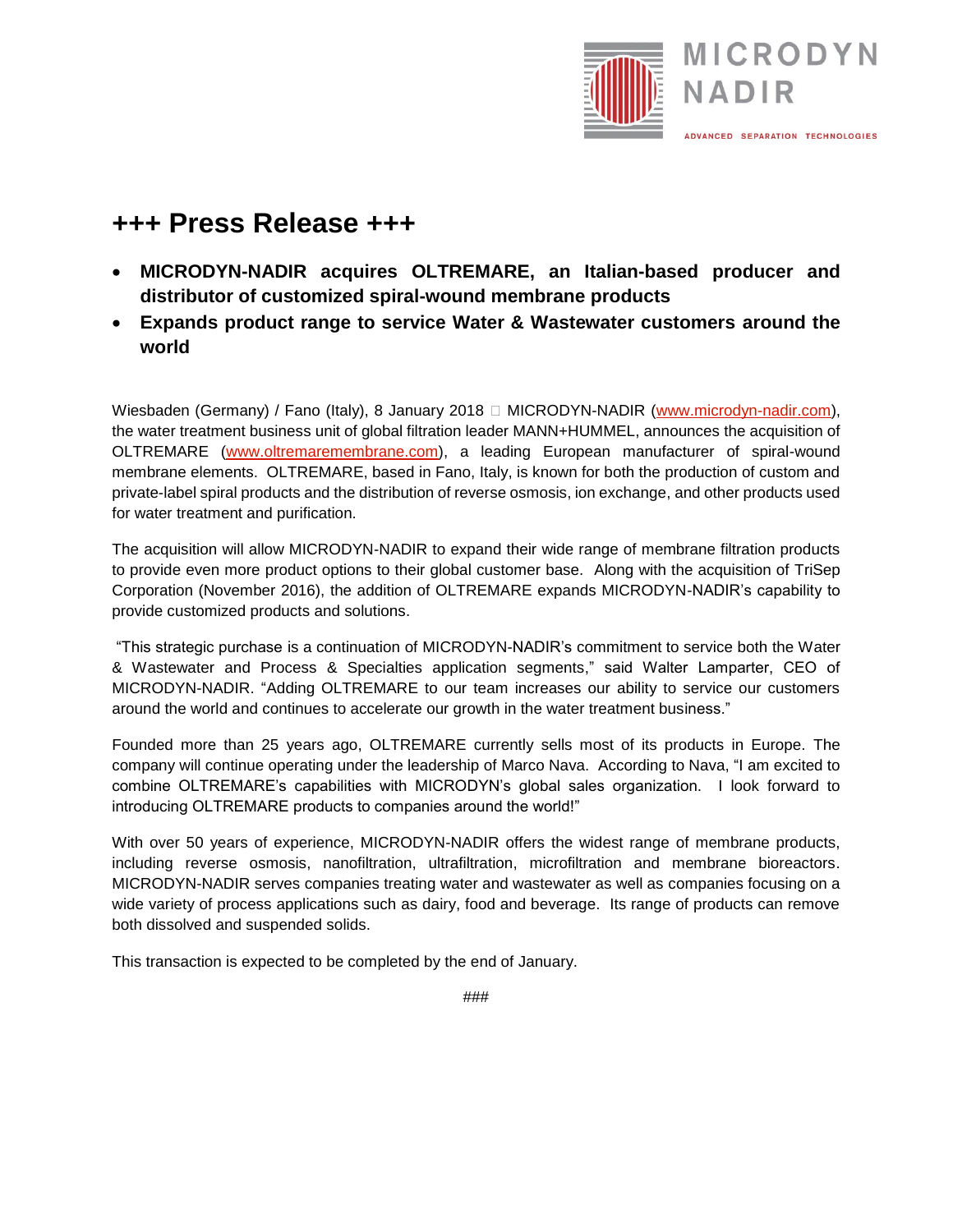MICRODYN NADIR

ADVANCED SEPARATION TECHNOLOGIES

# +++ Press Release +++

- **MICRODYN-NADIR acquires OLTREMARE, an Italian-based producer and distributor of customized spiral-wound membrane products**
- **Expands product range to service Water & Wastewater customers around the world**

Wiesbaden (Germany) / Fano (Italy), 8 January 2018 – MICRODYN-NADIR (www.microdyn-nadir.com), the water treatment business unit of global filtration leader MANN+HUMMEL, announces the acquisition of OLTREMARE (www.oltremaremembrane.com), a leading European manufacturer of spiral-wound membrane elements. OLTREMARE, based in Fano, Italy, is known for both the production of custom and private-label spiral products and the distribution of reverse osmosis, ion exchange, and other products used for water treatment and purification.

The acquisition will allow MICRODYN-NADIR to expand their wide range of membrane filtration products to provide even more product options to their global customer base. Along with the acquisition of TriSep Corporation (November 2016), the addition of OLTREMARE expands MICRODYN-NADIR's capability to provide customized products and solutions.

"This strategic purchase is a continuation of MICRODYN-NADIR's commitment to service both the Water & Wastewater and Process & Specialties application segments," said Walter Lamparter, CEO of MICRODYN-NADIR. "Adding OLTREMARE to our team increases our ability to service our customers around the world and continues to accelerate our growth in the water treatment business."

Founded more than 25 years ago, OLTREMARE currently sells most of its products in Europe. The company will continue operating under the leadership of Marco Nava. According to Nava, "I am excited to combine OLTREMARE's capabilities with MICRODYN's global sales organization. I look forward to introducing OLTREMARE products to companies around the world!"

With over 50 years of experience, MICRODYN-NADIR offers the widest range of membrane products, including reverse osmosis, nanofiltration, ultrafiltration, microfiltration and membrane bioreactors. MICRODYN-NADIR serves companies treating water and wastewater as well as companies focusing on a wide variety of process applications such as dairy, food and beverage. Its range of products can remove both dissolved and suspended solids.

This transaction is expected to be completed by the end of January.

###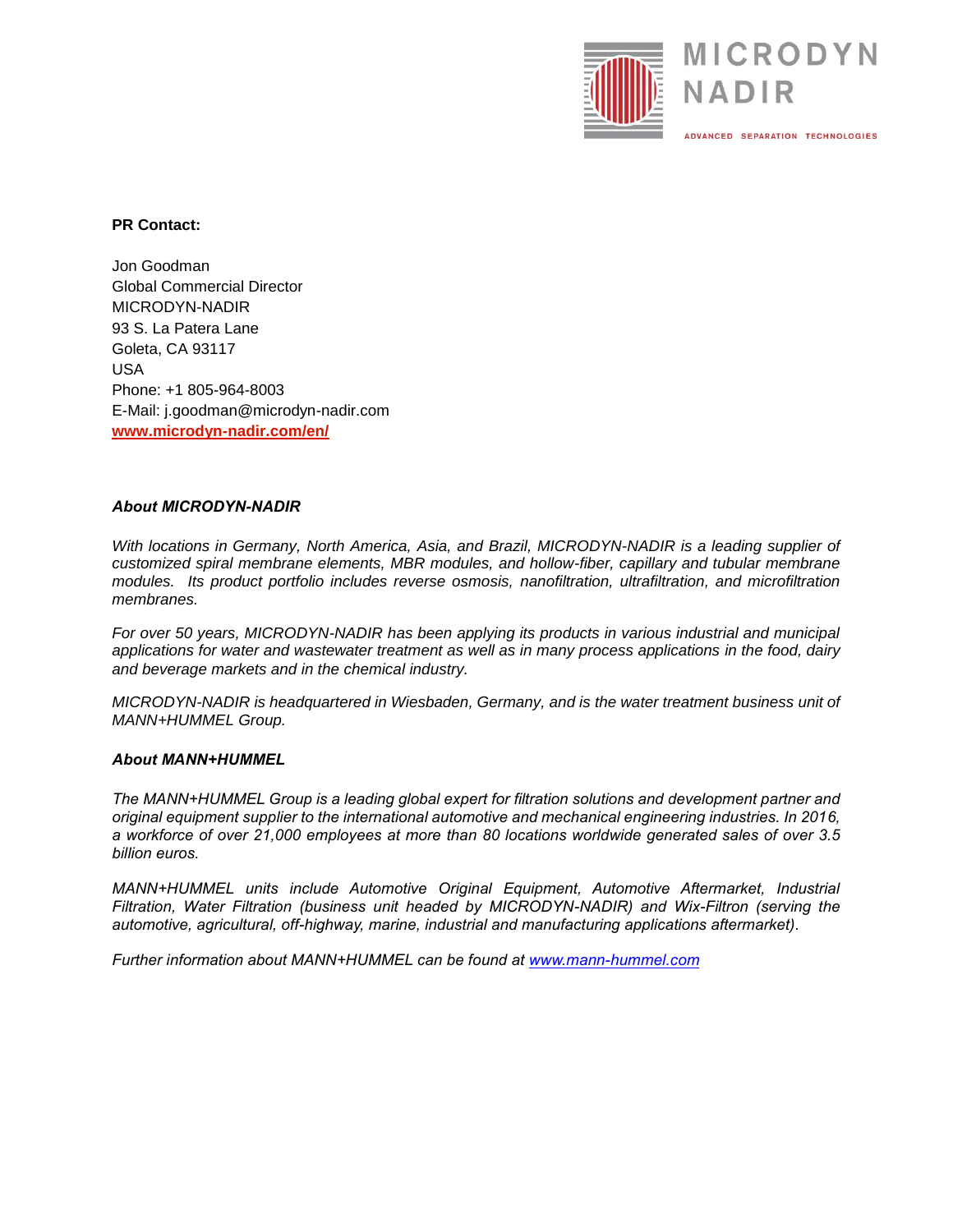**PR Contact:**

Jon Goodman
Global Commercial Director
MICRODYN-NADIR
93 S. La Patera Lane
Goleta, CA 93117
USA
Phone: +1 805-964-8003
E-Mail: j.goodman@microdyn-nadir.com
**[www.microdyn-nadir.com/en/](http://www.microdyn-nadir.com/en/)**

***About MICRODYN-NADIR***

*With locations in Germany, North America, Asia, and Brazil, MICRODYN-NADIR is a leading supplier of customized spiral membrane elements, MBR modules, and hollow-fiber, capillary and tubular membrane modules. Its product portfolio includes reverse osmosis, nanofiltration, ultrafiltration, and microfiltration membranes.*

*For over 50 years, MICRODYN-NADIR has been applying its products in various industrial and municipal applications for water and wastewater treatment as well as in many process applications in the food, dairy and beverage markets and in the chemical industry.*

*MICRODYN-NADIR is headquartered in Wiesbaden, Germany, and is the water treatment business unit of MANN+HUMMEL Group.*

***About MANN+HUMMEL***

*The MANN+HUMMEL Group is a leading global expert for filtration solutions and development partner and original equipment supplier to the international automotive and mechanical engineering industries. In 2016, a workforce of over 21,000 employees at more than 80 locations worldwide generated sales of over 3.5 billion euros.*

*MANN+HUMMEL units include Automotive Original Equipment, Automotive Aftermarket, Industrial Filtration, Water Filtration (business unit headed by MICRODYN-NADIR) and Wix-Filtron (serving the automotive, agricultural, off-highway, marine, industrial and manufacturing applications aftermarket).*

*Further information about MANN+HUMMEL can be found at [www.mann-hummel.com](http://www.mann-hummel.com)*